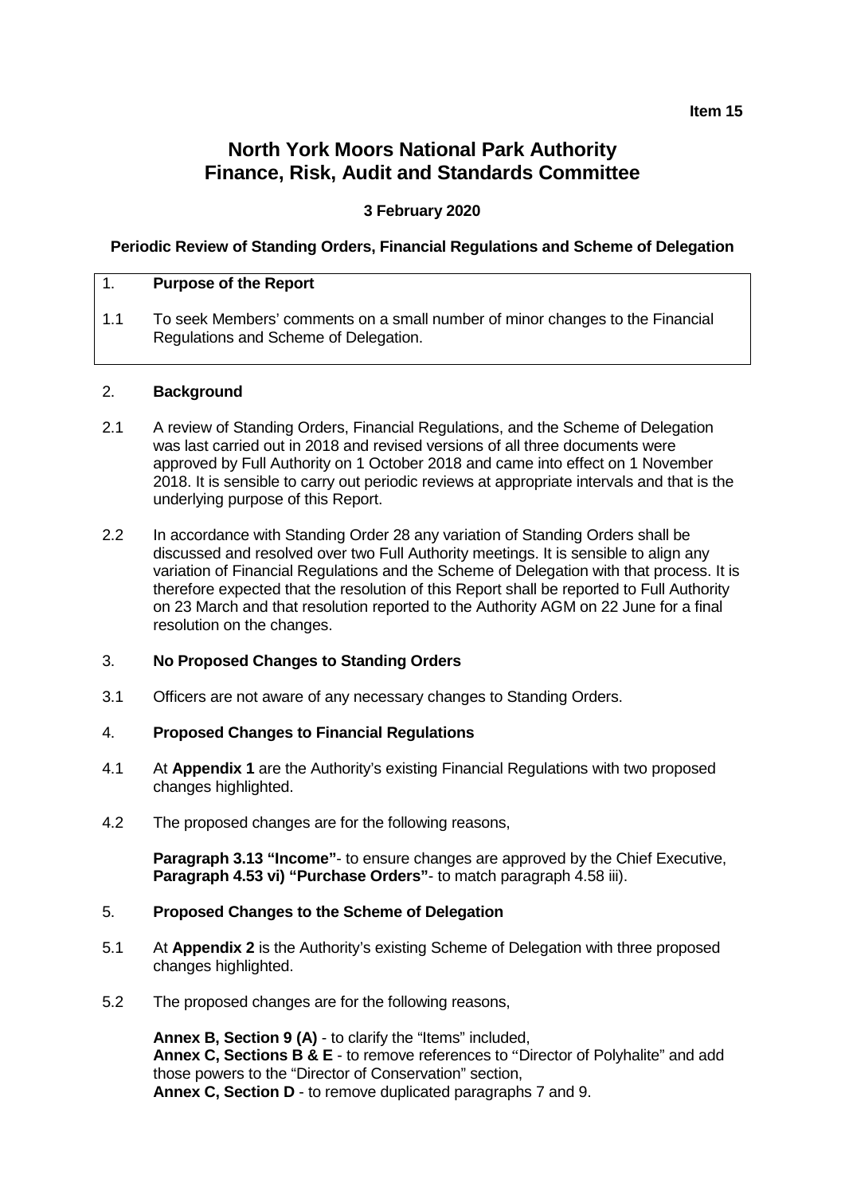**Item 15**

# North York Moors National Park Authority
# Finance, Risk, Audit and Standards Committee

**3 February 2020**

**Periodic Review of Standing Orders, Financial Regulations and Scheme of Delegation**

## 1. Purpose of the Report

1.1 To seek Members' comments on a small number of minor changes to the Financial Regulations and Scheme of Delegation.

## 2. Background

2.1 A review of Standing Orders, Financial Regulations, and the Scheme of Delegation was last carried out in 2018 and revised versions of all three documents were approved by Full Authority on 1 October 2018 and came into effect on 1 November 2018. It is sensible to carry out periodic reviews at appropriate intervals and that is the underlying purpose of this Report.

2.2 In accordance with Standing Order 28 any variation of Standing Orders shall be discussed and resolved over two Full Authority meetings. It is sensible to align any variation of Financial Regulations and the Scheme of Delegation with that process. It is therefore expected that the resolution of this Report shall be reported to Full Authority on 23 March and that resolution reported to the Authority AGM on 22 June for a final resolution on the changes.

## 3. No Proposed Changes to Standing Orders

3.1 Officers are not aware of any necessary changes to Standing Orders.

## 4. Proposed Changes to Financial Regulations

4.1 At **Appendix 1** are the Authority's existing Financial Regulations with two proposed changes highlighted.

4.2 The proposed changes are for the following reasons,

**Paragraph 3.13 "Income"**- to ensure changes are approved by the Chief Executive,
**Paragraph 4.53 vi) "Purchase Orders"**- to match paragraph 4.58 iii).

## 5. Proposed Changes to the Scheme of Delegation

5.1 At **Appendix 2** is the Authority's existing Scheme of Delegation with three proposed changes highlighted.

5.2 The proposed changes are for the following reasons,

**Annex B, Section 9 (A)** - to clarify the "Items" included,
**Annex C, Sections B & E** - to remove references to "Director of Polyhalite" and add those powers to the "Director of Conservation" section,
**Annex C, Section D** - to remove duplicated paragraphs 7 and 9.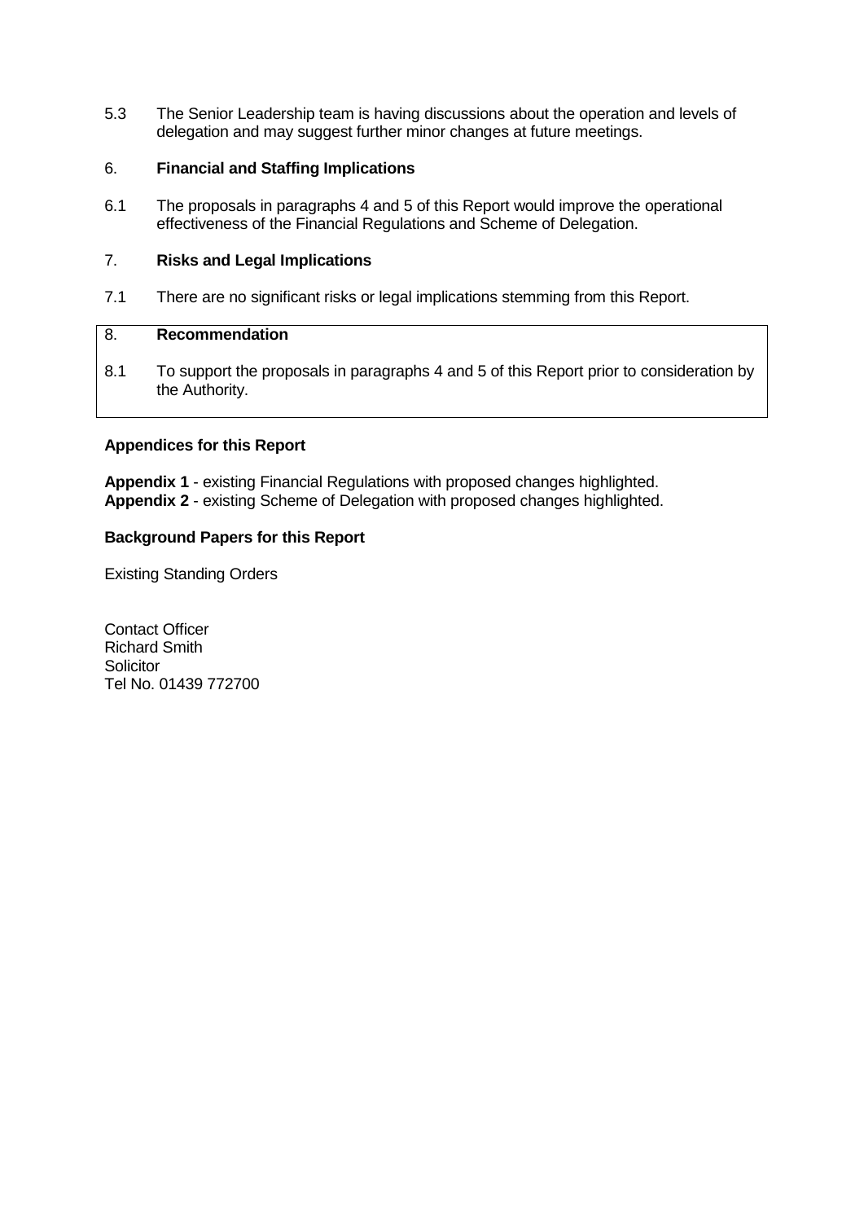5.3 The Senior Leadership team is having discussions about the operation and levels of delegation and may suggest further minor changes at future meetings.

## 6. Financial and Staffing Implications

6.1 The proposals in paragraphs 4 and 5 of this Report would improve the operational effectiveness of the Financial Regulations and Scheme of Delegation.

## 7. Risks and Legal Implications

7.1 There are no significant risks or legal implications stemming from this Report.

## 8. Recommendation

8.1 To support the proposals in paragraphs 4 and 5 of this Report prior to consideration by the Authority.

**Appendices for this Report**

**Appendix 1** - existing Financial Regulations with proposed changes highlighted.
**Appendix 2** - existing Scheme of Delegation with proposed changes highlighted.

**Background Papers for this Report**

Existing Standing Orders

Contact Officer
Richard Smith
Solicitor
Tel No. 01439 772700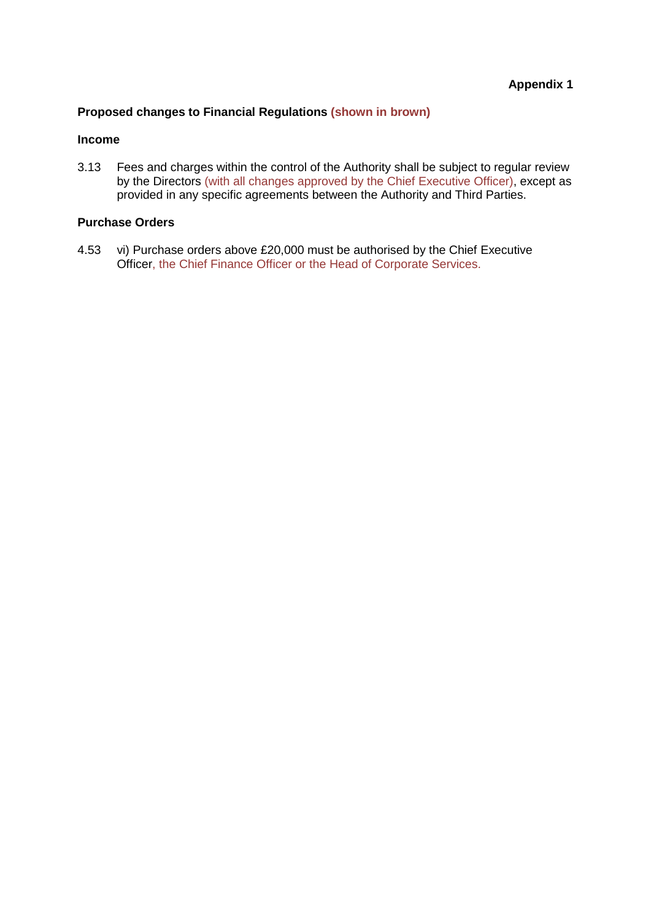**Appendix 1**

**Proposed changes to Financial Regulations (shown in brown)**

**Income**

3.13 Fees and charges within the control of the Authority shall be subject to regular review by the Directors (with all changes approved by the Chief Executive Officer), except as provided in any specific agreements between the Authority and Third Parties.

**Purchase Orders**

4.53 vi) Purchase orders above £20,000 must be authorised by the Chief Executive Officer, the Chief Finance Officer or the Head of Corporate Services.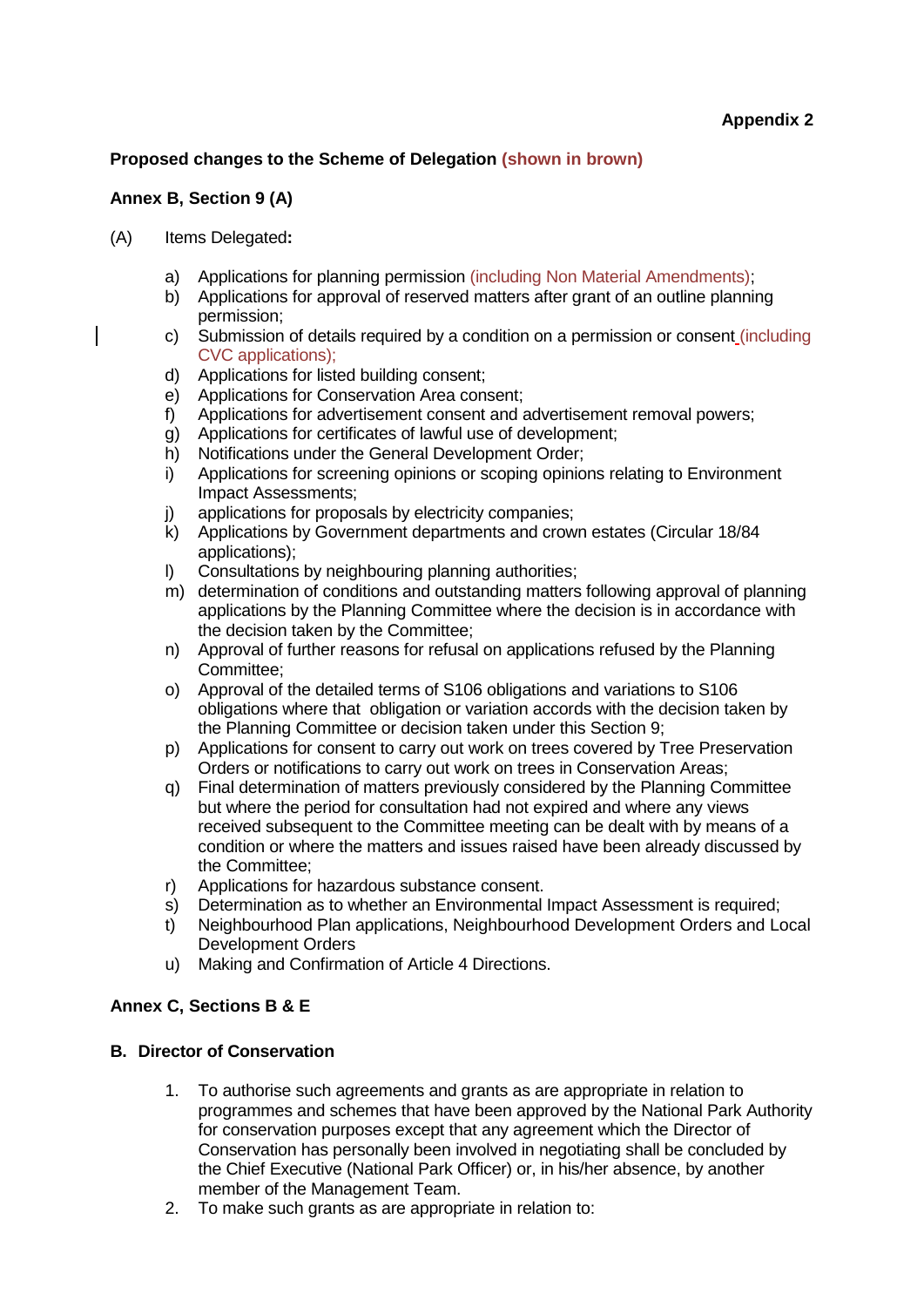**Appendix 2**

**Proposed changes to the Scheme of Delegation (shown in brown)**

**Annex B, Section 9 (A)**

(A) Items Delegated**:**

- a) Applications for planning permission (including Non Material Amendments);
- b) Applications for approval of reserved matters after grant of an outline planning permission;
- c) Submission of details required by a condition on a permission or consent (including CVC applications);
- d) Applications for listed building consent;
- e) Applications for Conservation Area consent;
- f) Applications for advertisement consent and advertisement removal powers;
- g) Applications for certificates of lawful use of development;
- h) Notifications under the General Development Order;
- i) Applications for screening opinions or scoping opinions relating to Environment Impact Assessments;
- j) applications for proposals by electricity companies;
- k) Applications by Government departments and crown estates (Circular 18/84 applications);
- l) Consultations by neighbouring planning authorities;
- m) determination of conditions and outstanding matters following approval of planning applications by the Planning Committee where the decision is in accordance with the decision taken by the Committee;
- n) Approval of further reasons for refusal on applications refused by the Planning Committee;
- o) Approval of the detailed terms of S106 obligations and variations to S106 obligations where that obligation or variation accords with the decision taken by the Planning Committee or decision taken under this Section 9;
- p) Applications for consent to carry out work on trees covered by Tree Preservation Orders or notifications to carry out work on trees in Conservation Areas;
- q) Final determination of matters previously considered by the Planning Committee but where the period for consultation had not expired and where any views received subsequent to the Committee meeting can be dealt with by means of a condition or where the matters and issues raised have been already discussed by the Committee;
- r) Applications for hazardous substance consent.
- s) Determination as to whether an Environmental Impact Assessment is required;
- t) Neighbourhood Plan applications, Neighbourhood Development Orders and Local Development Orders
- u) Making and Confirmation of Article 4 Directions.

**Annex C, Sections B & E**

**B. Director of Conservation**

1. To authorise such agreements and grants as are appropriate in relation to programmes and schemes that have been approved by the National Park Authority for conservation purposes except that any agreement which the Director of Conservation has personally been involved in negotiating shall be concluded by the Chief Executive (National Park Officer) or, in his/her absence, by another member of the Management Team.
2. To make such grants as are appropriate in relation to: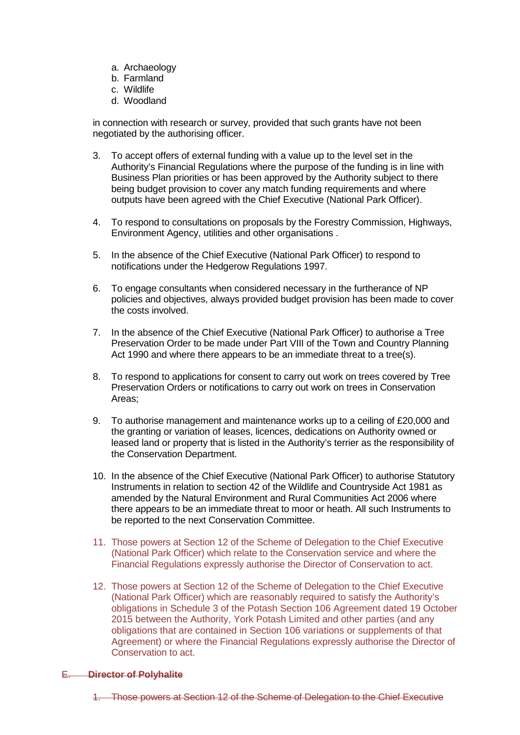a. Archaeology
b. Farmland
c. Wildlife
d. Woodland

in connection with research or survey, provided that such grants have not been negotiated by the authorising officer.

3. To accept offers of external funding with a value up to the level set in the Authority's Financial Regulations where the purpose of the funding is in line with Business Plan priorities or has been approved by the Authority subject to there being budget provision to cover any match funding requirements and where outputs have been agreed with the Chief Executive (National Park Officer).

4. To respond to consultations on proposals by the Forestry Commission, Highways, Environment Agency, utilities and other organisations .

5. In the absence of the Chief Executive (National Park Officer) to respond to notifications under the Hedgerow Regulations 1997.

6. To engage consultants when considered necessary in the furtherance of NP policies and objectives, always provided budget provision has been made to cover the costs involved.

7. In the absence of the Chief Executive (National Park Officer) to authorise a Tree Preservation Order to be made under Part VIII of the Town and Country Planning Act 1990 and where there appears to be an immediate threat to a tree(s).

8. To respond to applications for consent to carry out work on trees covered by Tree Preservation Orders or notifications to carry out work on trees in Conservation Areas;

9. To authorise management and maintenance works up to a ceiling of £20,000 and the granting or variation of leases, licences, dedications on Authority owned or leased land or property that is listed in the Authority's terrier as the responsibility of the Conservation Department.

10. In the absence of the Chief Executive (National Park Officer) to authorise Statutory Instruments in relation to section 42 of the Wildlife and Countryside Act 1981 as amended by the Natural Environment and Rural Communities Act 2006 where there appears to be an immediate threat to moor or heath. All such Instruments to be reported to the next Conservation Committee.

11. Those powers at Section 12 of the Scheme of Delegation to the Chief Executive (National Park Officer) which relate to the Conservation service and where the Financial Regulations expressly authorise the Director of Conservation to act.

12. Those powers at Section 12 of the Scheme of Delegation to the Chief Executive (National Park Officer) which are reasonably required to satisfy the Authority's obligations in Schedule 3 of the Potash Section 106 Agreement dated 19 October 2015 between the Authority, York Potash Limited and other parties (and any obligations that are contained in Section 106 variations or supplements of that Agreement) or where the Financial Regulations expressly authorise the Director of Conservation to act.

~~E. **Director of Polyhalite**~~

~~1. Those powers at Section 12 of the Scheme of Delegation to the Chief Executive~~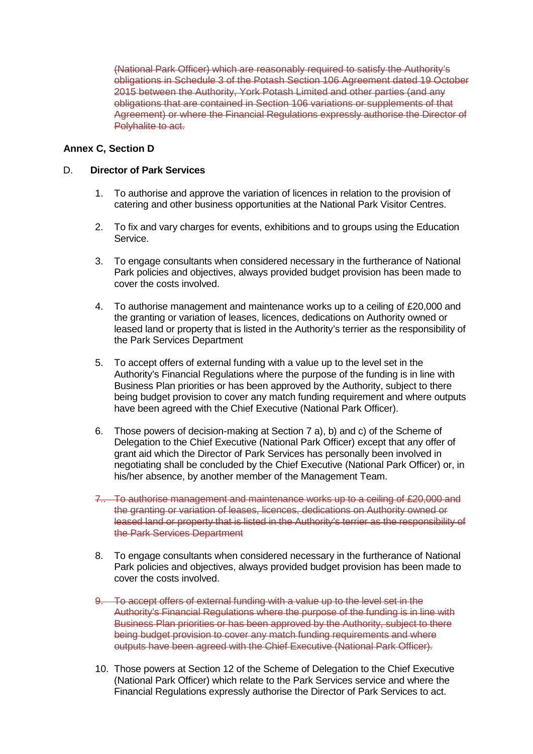~~(National Park Officer) which are reasonably required to satisfy the Authority's obligations in Schedule 3 of the Potash Section 106 Agreement dated 19 October 2015 between the Authority, York Potash Limited and other parties (and any obligations that are contained in Section 106 variations or supplements of that Agreement) or where the Financial Regulations expressly authorise the Director of Polyhalite to act.~~

**Annex C, Section D**

D. **Director of Park Services**

1. To authorise and approve the variation of licences in relation to the provision of catering and other business opportunities at the National Park Visitor Centres.

2. To fix and vary charges for events, exhibitions and to groups using the Education Service.

3. To engage consultants when considered necessary in the furtherance of National Park policies and objectives, always provided budget provision has been made to cover the costs involved.

4. To authorise management and maintenance works up to a ceiling of £20,000 and the granting or variation of leases, licences, dedications on Authority owned or leased land or property that is listed in the Authority's terrier as the responsibility of the Park Services Department

5. To accept offers of external funding with a value up to the level set in the Authority's Financial Regulations where the purpose of the funding is in line with Business Plan priorities or has been approved by the Authority, subject to there being budget provision to cover any match funding requirement and where outputs have been agreed with the Chief Executive (National Park Officer).

6. Those powers of decision-making at Section 7 a), b) and c) of the Scheme of Delegation to the Chief Executive (National Park Officer) except that any offer of grant aid which the Director of Park Services has personally been involved in negotiating shall be concluded by the Chief Executive (National Park Officer) or, in his/her absence, by another member of the Management Team.

~~7.. To authorise management and maintenance works up to a ceiling of £20,000 and the granting or variation of leases, licences, dedications on Authority owned or leased land or property that is listed in the Authority's terrier as the responsibility of the Park Services Department~~

8. To engage consultants when considered necessary in the furtherance of National Park policies and objectives, always provided budget provision has been made to cover the costs involved.

~~9. To accept offers of external funding with a value up to the level set in the Authority's Financial Regulations where the purpose of the funding is in line with Business Plan priorities or has been approved by the Authority, subject to there being budget provision to cover any match funding requirements and where outputs have been agreed with the Chief Executive (National Park Officer).~~

10. Those powers at Section 12 of the Scheme of Delegation to the Chief Executive (National Park Officer) which relate to the Park Services service and where the Financial Regulations expressly authorise the Director of Park Services to act.